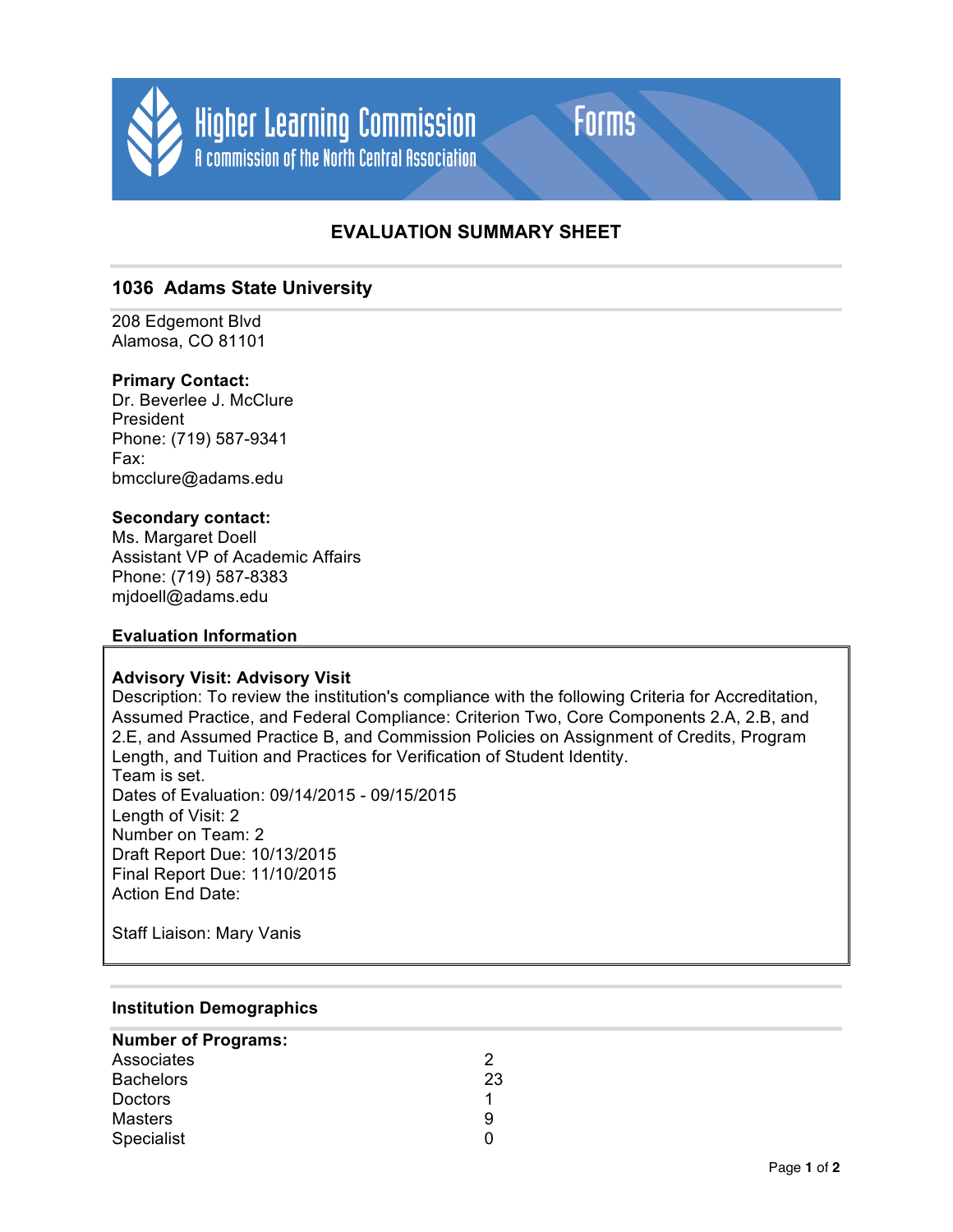Higher Learning Commission
A commission of the North Central Association

Forms

# EVALUATION SUMMARY SHEET

## 1036 Adams State University

208 Edgemont Blvd
Alamosa, CO 81101

**Primary Contact:**
Dr. Beverlee J. McClure
President
Phone: (719) 587-9341
Fax:
bmcclure@adams.edu

**Secondary contact:**
Ms. Margaret Doell
Assistant VP of Academic Affairs
Phone: (719) 587-8383
mjdoell@adams.edu

### Evaluation Information

**Advisory Visit: Advisory Visit**
Description: To review the institution's compliance with the following Criteria for Accreditation, Assumed Practice, and Federal Compliance: Criterion Two, Core Components 2.A, 2.B, and 2.E, and Assumed Practice B, and Commission Policies on Assignment of Credits, Program Length, and Tuition and Practices for Verification of Student Identity.
Team is set.
Dates of Evaluation: 09/14/2015 - 09/15/2015
Length of Visit: 2
Number on Team: 2
Draft Report Due: 10/13/2015
Final Report Due: 11/10/2015
Action End Date:

Staff Liaison: Mary Vanis

### Institution Demographics

| **Number of Programs:** | |
|---|---|
| Associates | 2 |
| Bachelors | 23 |
| Doctors | 1 |
| Masters | 9 |
| Specialist | 0 |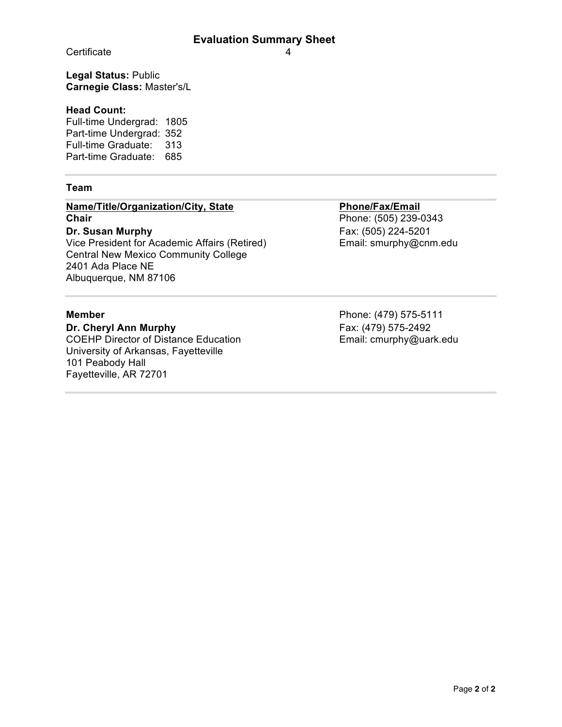## Evaluation Summary Sheet

| Certificate | 4 |
|---|---|

**Legal Status:** Public
**Carnegie Class:** Master's/L

**Head Count:**

| | |
|---|---|
| Full-time Undergrad: | 1805 |
| Part-time Undergrad: | 352 |
| Full-time Graduate: | 313 |
| Part-time Graduate: | 685 |

---

### Team

| Name/Title/Organization/City, State | Phone/Fax/Email |
|---|---|
| **Chair**<br>**Dr. Susan Murphy**<br>Vice President for Academic Affairs (Retired)<br>Central New Mexico Community College<br>2401 Ada Place NE<br>Albuquerque, NM 87106 | Phone: (505) 239-0343<br>Fax: (505) 224-5201<br>Email: smurphy@cnm.edu |
| **Member**<br>**Dr. Cheryl Ann Murphy**<br>COEHP Director of Distance Education<br>University of Arkansas, Fayetteville<br>101 Peabody Hall<br>Fayetteville, AR 72701 | Phone: (479) 575-5111<br>Fax: (479) 575-2492<br>Email: cmurphy@uark.edu |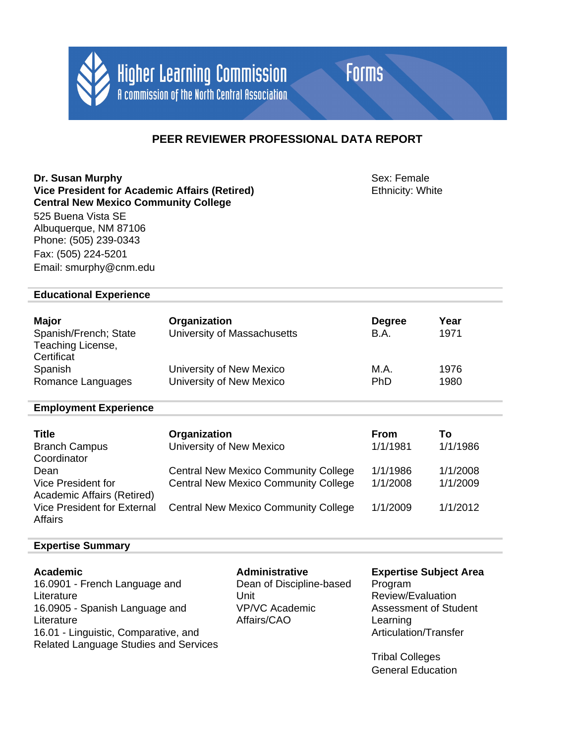Higher Learning Commission
A commission of the North Central Association

Forms

# PEER REVIEWER PROFESSIONAL DATA REPORT

**Dr. Susan Murphy**
**Vice President for Academic Affairs (Retired)**
**Central New Mexico Community College**
525 Buena Vista SE
Albuquerque, NM 87106
Phone: (505) 239-0343
Fax: (505) 224-5201
Email: smurphy@cnm.edu

Sex: Female
Ethnicity: White

## Educational Experience

| Major | Organization | Degree | Year |
|---|---|---|---|
| Spanish/French; State Teaching License, Certificat | University of Massachusetts | B.A. | 1971 |
| Spanish | University of New Mexico | M.A. | 1976 |
| Romance Languages | University of New Mexico | PhD | 1980 |

## Employment Experience

| Title | Organization | From | To |
|---|---|---|---|
| Branch Campus Coordinator | University of New Mexico | 1/1/1981 | 1/1/1986 |
| Dean | Central New Mexico Community College | 1/1/1986 | 1/1/2008 |
| Vice President for Academic Affairs (Retired) | Central New Mexico Community College | 1/1/2008 | 1/1/2009 |
| Vice President for External Affairs | Central New Mexico Community College | 1/1/2009 | 1/1/2012 |

## Expertise Summary

**Academic**
16.0901 - French Language and Literature
16.0905 - Spanish Language and Literature
16.01 - Linguistic, Comparative, and Related Language Studies and Services

**Administrative**
Dean of Discipline-based Unit
VP/VC Academic Affairs/CAO

**Expertise Subject Area**
Program Review/Evaluation
Assessment of Student Learning
Articulation/Transfer

Tribal Colleges
General Education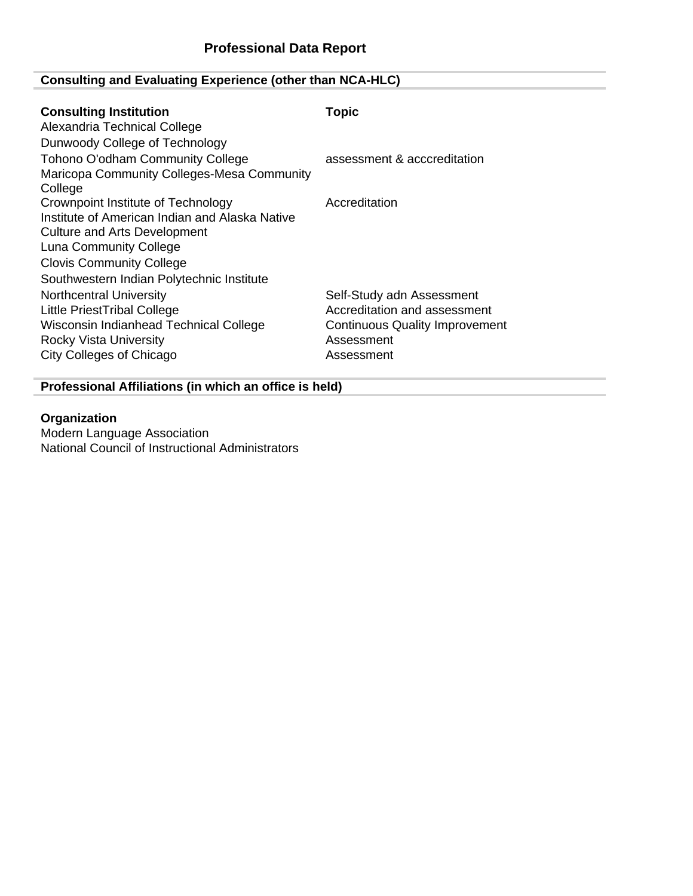# Professional Data Report

## Consulting and Evaluating Experience (other than NCA-HLC)

| Consulting Institution | Topic |
| --- | --- |
| Alexandria Technical College | |
| Dunwoody College of Technology | |
| Tohono O'odham Community College | assessment & acccreditation |
| Maricopa Community Colleges-Mesa Community College | |
| Crownpoint Institute of Technology | Accreditation |
| Institute of American Indian and Alaska Native Culture and Arts Development | |
| Luna Community College | |
| Clovis Community College | |
| Southwestern Indian Polytechnic Institute | |
| Northcentral University | Self-Study adn Assessment |
| Little PriestTribal College | Accreditation and assessment |
| Wisconsin Indianhead Technical College | Continuous Quality Improvement |
| Rocky Vista University | Assessment |
| City Colleges of Chicago | Assessment |

## Professional Affiliations (in which an office is held)

**Organization**

Modern Language Association
National Council of Instructional Administrators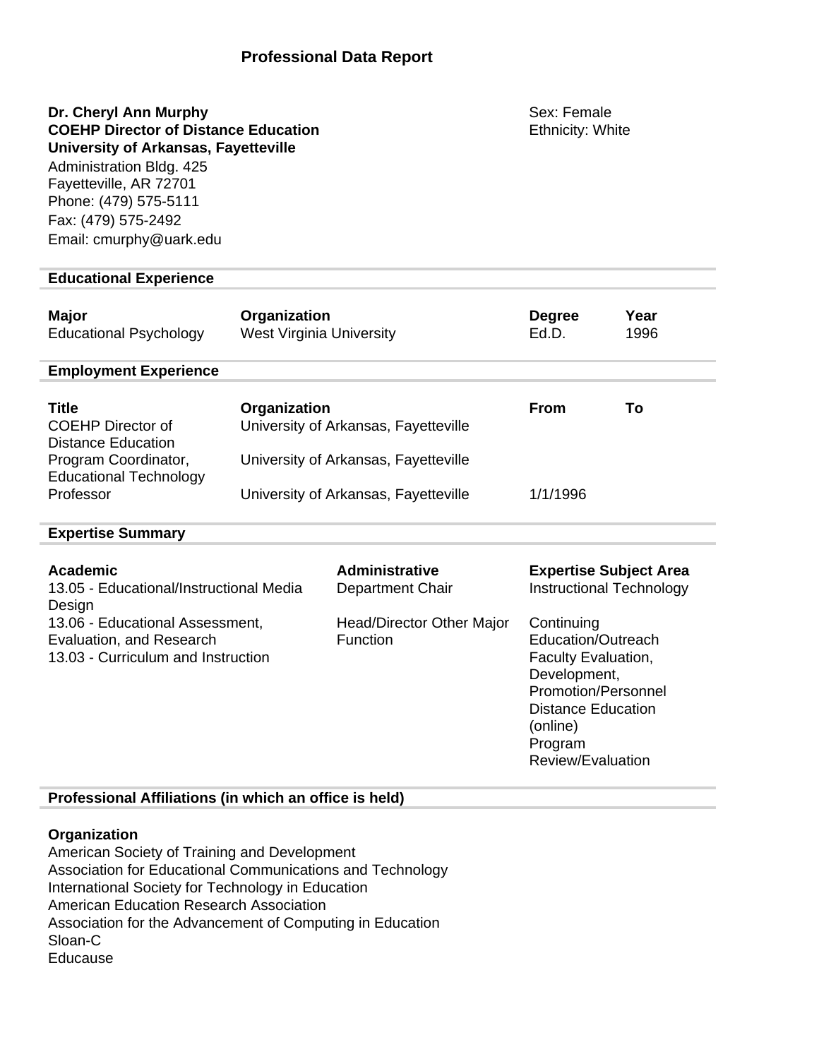# Professional Data Report

**Dr. Cheryl Ann Murphy**
**COEHP Director of Distance Education**
**University of Arkansas, Fayetteville**
Administration Bldg. 425
Fayetteville, AR 72701
Phone: (479) 575-5111
Fax: (479) 575-2492
Email: cmurphy@uark.edu

Sex: Female
Ethnicity: White

## Educational Experience

| Major | Organization | Degree | Year |
|---|---|---|---|
| Educational Psychology | West Virginia University | Ed.D. | 1996 |

## Employment Experience

| Title | Organization | From | To |
|---|---|---|---|
| COEHP Director of Distance Education | University of Arkansas, Fayetteville | | |
| Program Coordinator, Educational Technology | University of Arkansas, Fayetteville | | |
| Professor | University of Arkansas, Fayetteville | 1/1/1996 | |

## Expertise Summary

| Academic | Administrative | Expertise Subject Area |
|---|---|---|
| 13.05 - Educational/Instructional Media Design | Department Chair | Instructional Technology |
| 13.06 - Educational Assessment, Evaluation, and Research | Head/Director Other Major Function | Continuing Education/Outreach |
| 13.03 - Curriculum and Instruction | | Faculty Evaluation, Development, Promotion/Personnel |
| | | Distance Education (online) |
| | | Program Review/Evaluation |

## Professional Affiliations (in which an office is held)

**Organization**

American Society of Training and Development
Association for Educational Communications and Technology
International Society for Technology in Education
American Education Research Association
Association for the Advancement of Computing in Education
Sloan-C
Educause